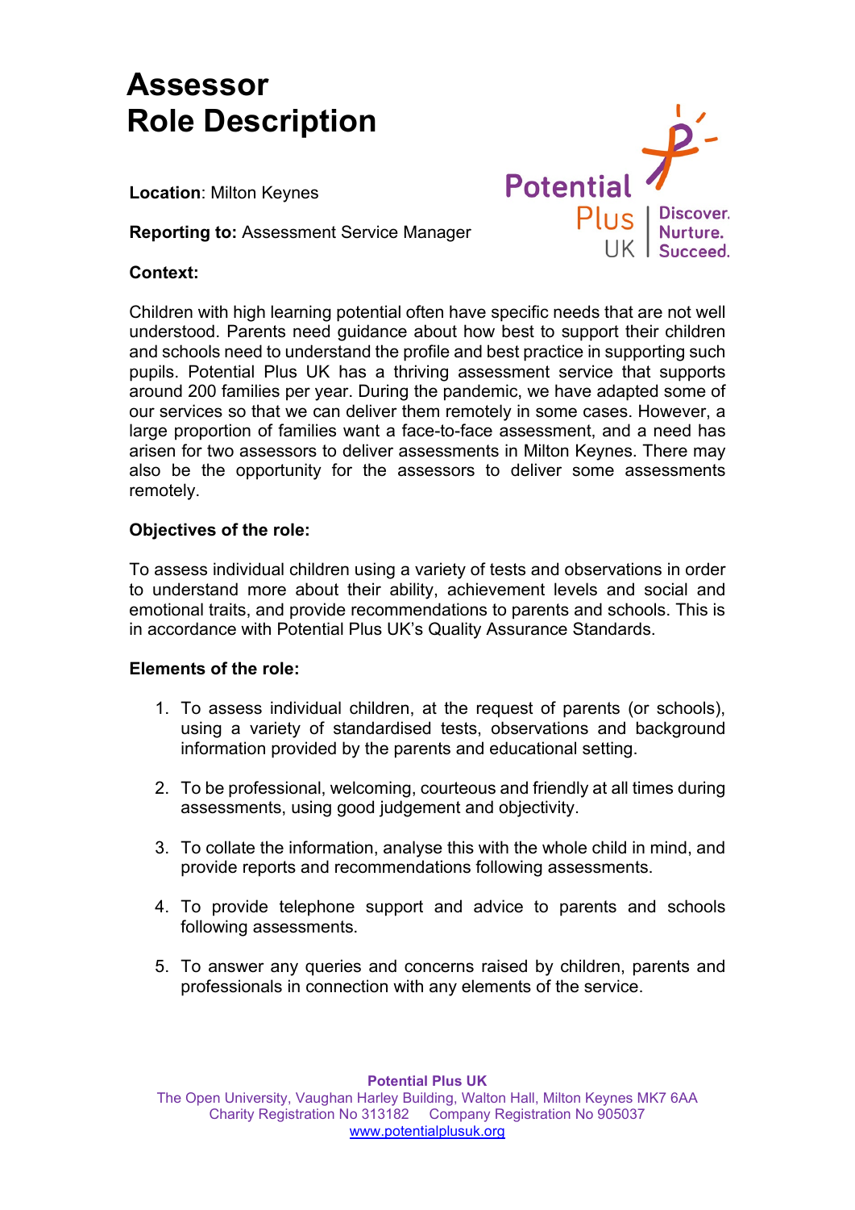# Assessor
# Role Description

**Location**: Milton Keynes

**Reporting to:** Assessment Service Manager

Potential Plus UK | Discover. Nurture. Succeed.

**Context:**

Children with high learning potential often have specific needs that are not well understood. Parents need guidance about how best to support their children and schools need to understand the profile and best practice in supporting such pupils. Potential Plus UK has a thriving assessment service that supports around 200 families per year. During the pandemic, we have adapted some of our services so that we can deliver them remotely in some cases. However, a large proportion of families want a face-to-face assessment, and a need has arisen for two assessors to deliver assessments in Milton Keynes. There may also be the opportunity for the assessors to deliver some assessments remotely.

**Objectives of the role:**

To assess individual children using a variety of tests and observations in order to understand more about their ability, achievement levels and social and emotional traits, and provide recommendations to parents and schools. This is in accordance with Potential Plus UK's Quality Assurance Standards.

**Elements of the role:**

1. To assess individual children, at the request of parents (or schools), using a variety of standardised tests, observations and background information provided by the parents and educational setting.

2. To be professional, welcoming, courteous and friendly at all times during assessments, using good judgement and objectivity.

3. To collate the information, analyse this with the whole child in mind, and provide reports and recommendations following assessments.

4. To provide telephone support and advice to parents and schools following assessments.

5. To answer any queries and concerns raised by children, parents and professionals in connection with any elements of the service.

**Potential Plus UK**
The Open University, Vaughan Harley Building, Walton Hall, Milton Keynes MK7 6AA
Charity Registration No 313182 Company Registration No 905037
www.potentialplusuk.org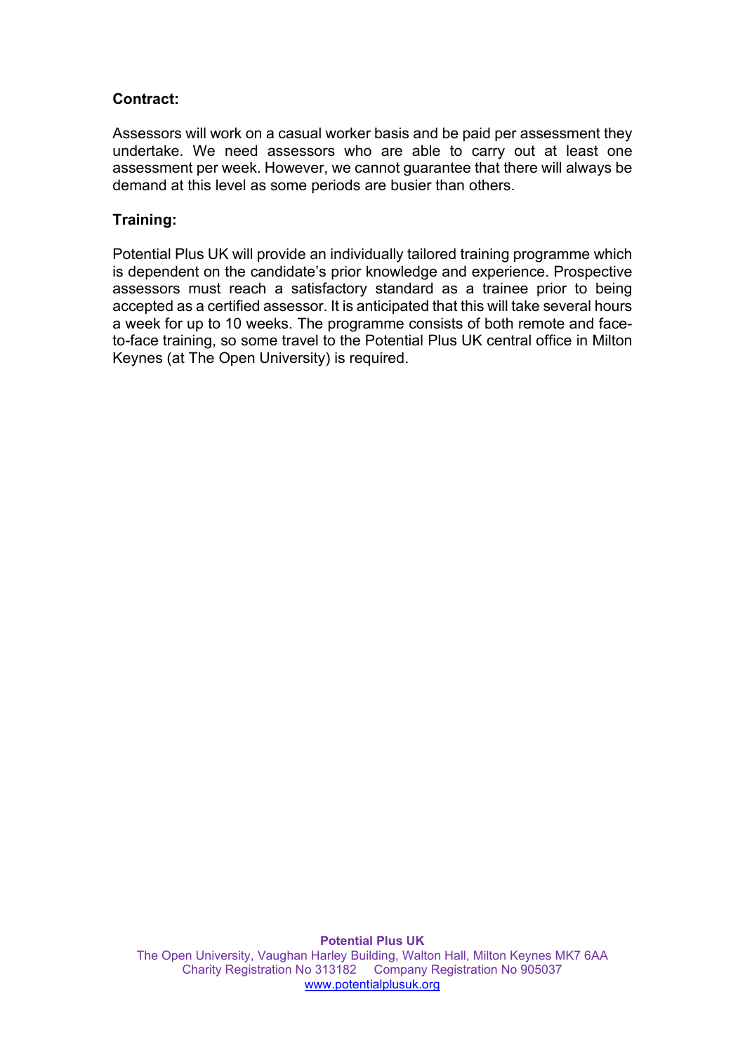**Contract:**

Assessors will work on a casual worker basis and be paid per assessment they undertake. We need assessors who are able to carry out at least one assessment per week. However, we cannot guarantee that there will always be demand at this level as some periods are busier than others.

**Training:**

Potential Plus UK will provide an individually tailored training programme which is dependent on the candidate's prior knowledge and experience. Prospective assessors must reach a satisfactory standard as a trainee prior to being accepted as a certified assessor. It is anticipated that this will take several hours a week for up to 10 weeks. The programme consists of both remote and face-to-face training, so some travel to the Potential Plus UK central office in Milton Keynes (at The Open University) is required.